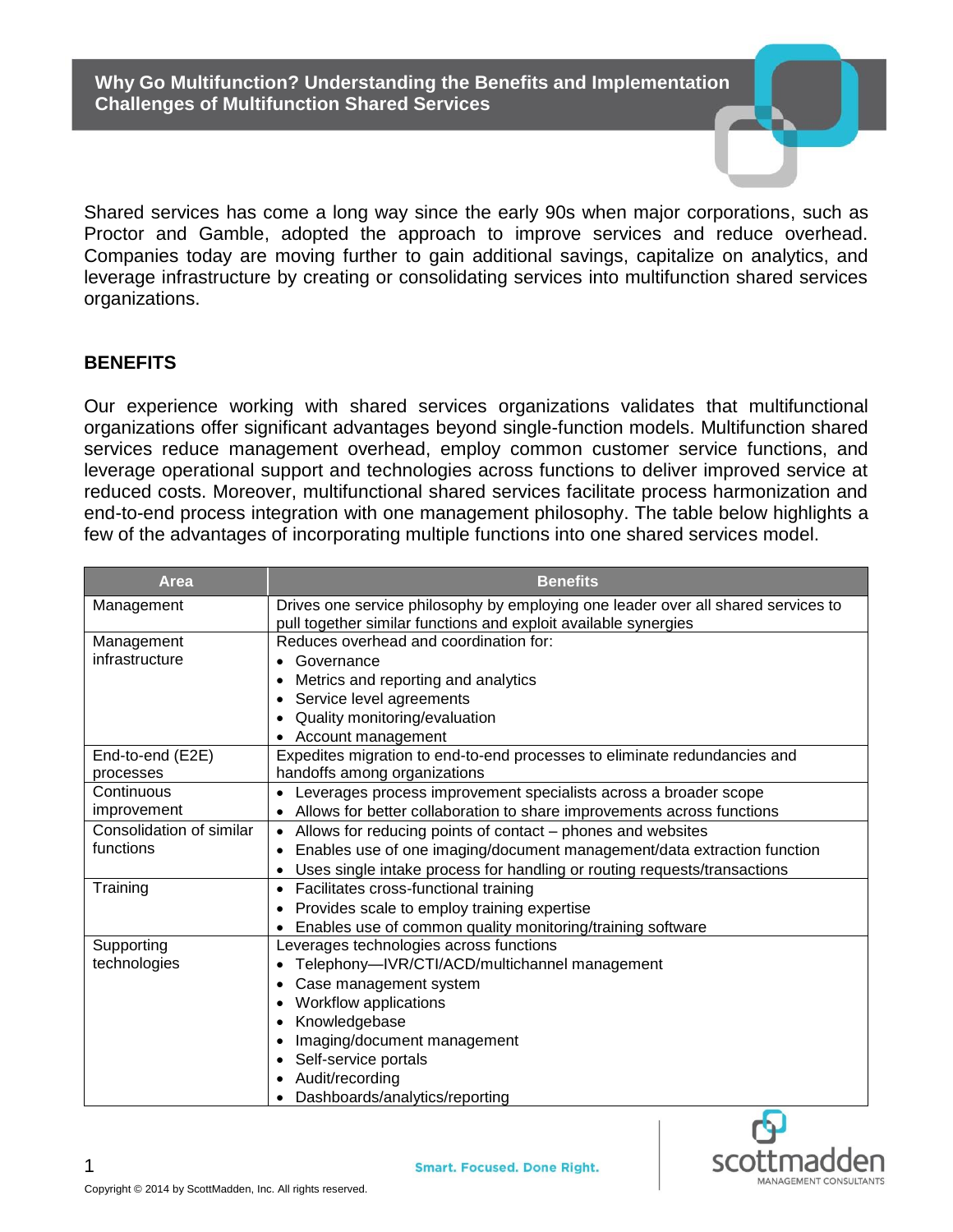# Why Go Multifunction? Understanding the Benefits and Implementation Challenges of Multifunction Shared Services

Shared services has come a long way since the early 90s when major corporations, such as Proctor and Gamble, adopted the approach to improve services and reduce overhead. Companies today are moving further to gain additional savings, capitalize on analytics, and leverage infrastructure by creating or consolidating services into multifunction shared services organizations.

## BENEFITS

Our experience working with shared services organizations validates that multifunctional organizations offer significant advantages beyond single-function models. Multifunction shared services reduce management overhead, employ common customer service functions, and leverage operational support and technologies across functions to deliver improved service at reduced costs. Moreover, multifunctional shared services facilitate process harmonization and end-to-end process integration with one management philosophy. The table below highlights a few of the advantages of incorporating multiple functions into one shared services model.

| Area | Benefits |
|---|---|
| Management | Drives one service philosophy by employing one leader over all shared services to pull together similar functions and exploit available synergies |
| Management infrastructure | Reduces overhead and coordination for:<br>• Governance<br>• Metrics and reporting and analytics<br>• Service level agreements<br>• Quality monitoring/evaluation<br>• Account management |
| End-to-end (E2E) processes | Expedites migration to end-to-end processes to eliminate redundancies and handoffs among organizations |
| Continuous improvement | • Leverages process improvement specialists across a broader scope<br>• Allows for better collaboration to share improvements across functions |
| Consolidation of similar functions | • Allows for reducing points of contact – phones and websites<br>• Enables use of one imaging/document management/data extraction function<br>• Uses single intake process for handling or routing requests/transactions |
| Training | • Facilitates cross-functional training<br>• Provides scale to employ training expertise<br>• Enables use of common quality monitoring/training software |
| Supporting technologies | Leverages technologies across functions<br>• Telephony—IVR/CTI/ACD/multichannel management<br>• Case management system<br>• Workflow applications<br>• Knowledgebase<br>• Imaging/document management<br>• Self-service portals<br>• Audit/recording<br>• Dashboards/analytics/reporting |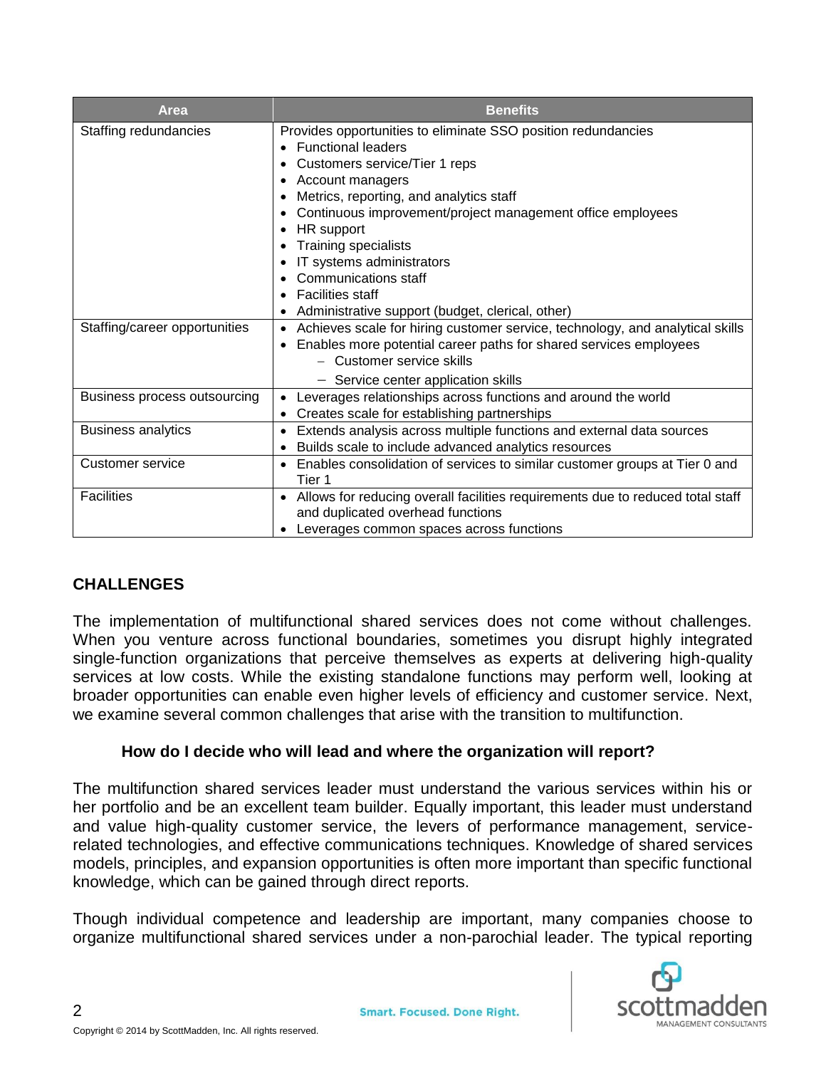| Area | Benefits |
| --- | --- |
| Staffing redundancies | Provides opportunities to eliminate SSO position redundancies<br>• Functional leaders<br>• Customers service/Tier 1 reps<br>• Account managers<br>• Metrics, reporting, and analytics staff<br>• Continuous improvement/project management office employees<br>• HR support<br>• Training specialists<br>• IT systems administrators<br>• Communications staff<br>• Facilities staff<br>• Administrative support (budget, clerical, other) |
| Staffing/career opportunities | • Achieves scale for hiring customer service, technology, and analytical skills<br>• Enables more potential career paths for shared services employees<br>  – Customer service skills<br>  – Service center application skills |
| Business process outsourcing | • Leverages relationships across functions and around the world<br>• Creates scale for establishing partnerships |
| Business analytics | • Extends analysis across multiple functions and external data sources<br>• Builds scale to include advanced analytics resources |
| Customer service | • Enables consolidation of services to similar customer groups at Tier 0 and Tier 1 |
| Facilities | • Allows for reducing overall facilities requirements due to reduced total staff and duplicated overhead functions<br>• Leverages common spaces across functions |

## CHALLENGES

The implementation of multifunctional shared services does not come without challenges. When you venture across functional boundaries, sometimes you disrupt highly integrated single-function organizations that perceive themselves as experts at delivering high-quality services at low costs. While the existing standalone functions may perform well, looking at broader opportunities can enable even higher levels of efficiency and customer service. Next, we examine several common challenges that arise with the transition to multifunction.

### How do I decide who will lead and where the organization will report?

The multifunction shared services leader must understand the various services within his or her portfolio and be an excellent team builder. Equally important, this leader must understand and value high-quality customer service, the levers of performance management, service-related technologies, and effective communications techniques. Knowledge of shared services models, principles, and expansion opportunities is often more important than specific functional knowledge, which can be gained through direct reports.

Though individual competence and leadership are important, many companies choose to organize multifunctional shared services under a non-parochial leader. The typical reporting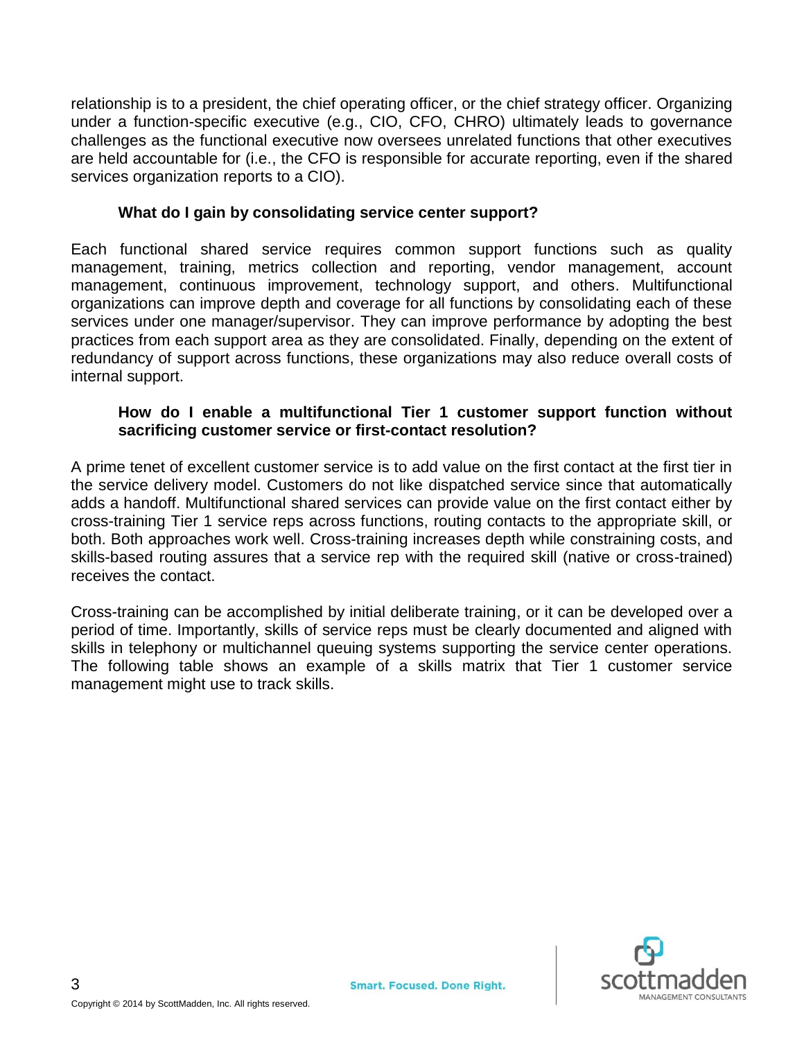relationship is to a president, the chief operating officer, or the chief strategy officer. Organizing under a function-specific executive (e.g., CIO, CFO, CHRO) ultimately leads to governance challenges as the functional executive now oversees unrelated functions that other executives are held accountable for (i.e., the CFO is responsible for accurate reporting, even if the shared services organization reports to a CIO).

**What do I gain by consolidating service center support?**

Each functional shared service requires common support functions such as quality management, training, metrics collection and reporting, vendor management, account management, continuous improvement, technology support, and others. Multifunctional organizations can improve depth and coverage for all functions by consolidating each of these services under one manager/supervisor. They can improve performance by adopting the best practices from each support area as they are consolidated. Finally, depending on the extent of redundancy of support across functions, these organizations may also reduce overall costs of internal support.

**How do I enable a multifunctional Tier 1 customer support function without sacrificing customer service or first-contact resolution?**

A prime tenet of excellent customer service is to add value on the first contact at the first tier in the service delivery model. Customers do not like dispatched service since that automatically adds a handoff. Multifunctional shared services can provide value on the first contact either by cross-training Tier 1 service reps across functions, routing contacts to the appropriate skill, or both. Both approaches work well. Cross-training increases depth while constraining costs, and skills-based routing assures that a service rep with the required skill (native or cross-trained) receives the contact.

Cross-training can be accomplished by initial deliberate training, or it can be developed over a period of time. Importantly, skills of service reps must be clearly documented and aligned with skills in telephony or multichannel queuing systems supporting the service center operations. The following table shows an example of a skills matrix that Tier 1 customer service management might use to track skills.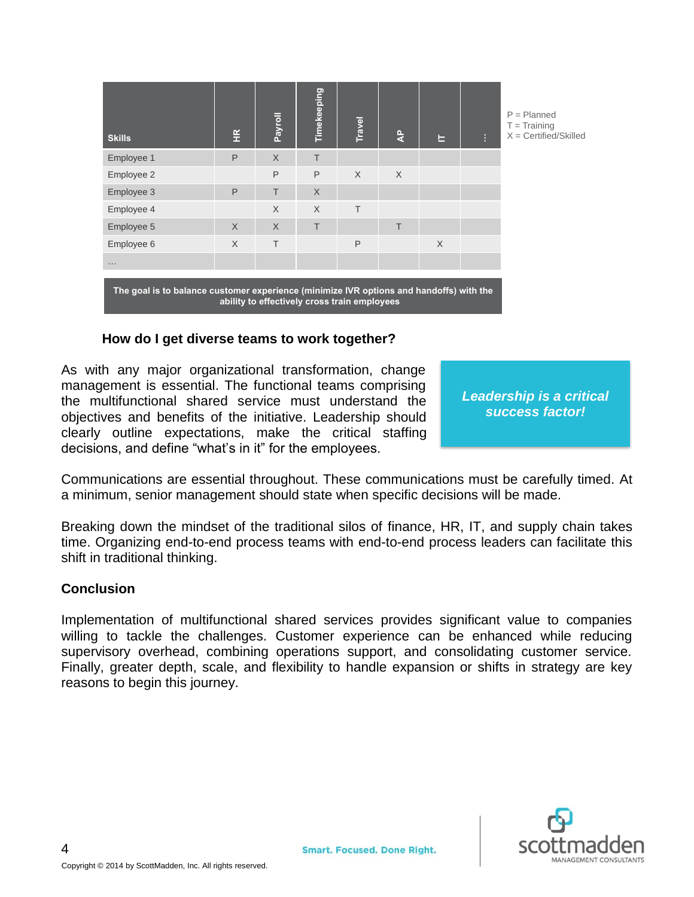| Skills | HR | Payroll | Timekeeping | Travel | AP | IT | ⋮ |
|---|---|---|---|---|---|---|---|
| Employee 1 | P | X | T | | | | |
| Employee 2 | | P | P | X | X | | |
| Employee 3 | P | T | X | | | | |
| Employee 4 | | X | X | T | | | |
| Employee 5 | X | X | T | | T | | |
| Employee 6 | X | T | | P | | X | |
| … | | | | | | | |

P = Planned
T = Training
X = Certified/Skilled

**The goal is to balance customer experience (minimize IVR options and handoffs) with the ability to effectively cross train employees**

### How do I get diverse teams to work together?

As with any major organizational transformation, change management is essential. The functional teams comprising the multifunctional shared service must understand the objectives and benefits of the initiative. Leadership should clearly outline expectations, make the critical staffing decisions, and define "what's in it" for the employees.

***Leadership is a critical success factor!***

Communications are essential throughout. These communications must be carefully timed. At a minimum, senior management should state when specific decisions will be made.

Breaking down the mindset of the traditional silos of finance, HR, IT, and supply chain takes time. Organizing end-to-end process teams with end-to-end process leaders can facilitate this shift in traditional thinking.

### Conclusion

Implementation of multifunctional shared services provides significant value to companies willing to tackle the challenges. Customer experience can be enhanced while reducing supervisory overhead, combining operations support, and consolidating customer service. Finally, greater depth, scale, and flexibility to handle expansion or shifts in strategy are key reasons to begin this journey.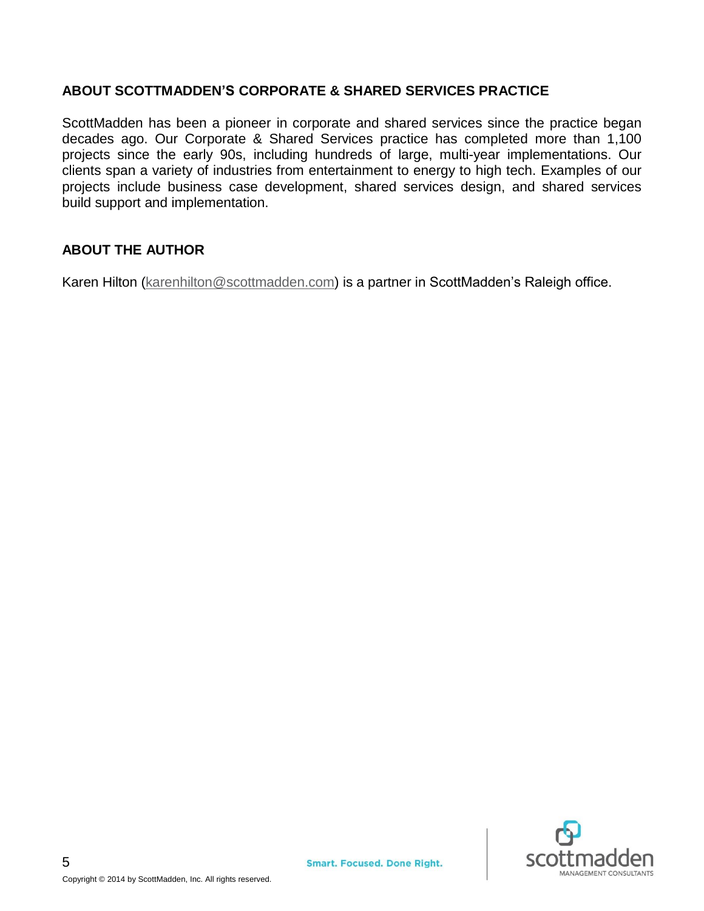## ABOUT SCOTTMADDEN'S CORPORATE & SHARED SERVICES PRACTICE

ScottMadden has been a pioneer in corporate and shared services since the practice began decades ago. Our Corporate & Shared Services practice has completed more than 1,100 projects since the early 90s, including hundreds of large, multi-year implementations. Our clients span a variety of industries from entertainment to energy to high tech. Examples of our projects include business case development, shared services design, and shared services build support and implementation.

## ABOUT THE AUTHOR

Karen Hilton (karenhilton@scottmadden.com) is a partner in ScottMadden's Raleigh office.